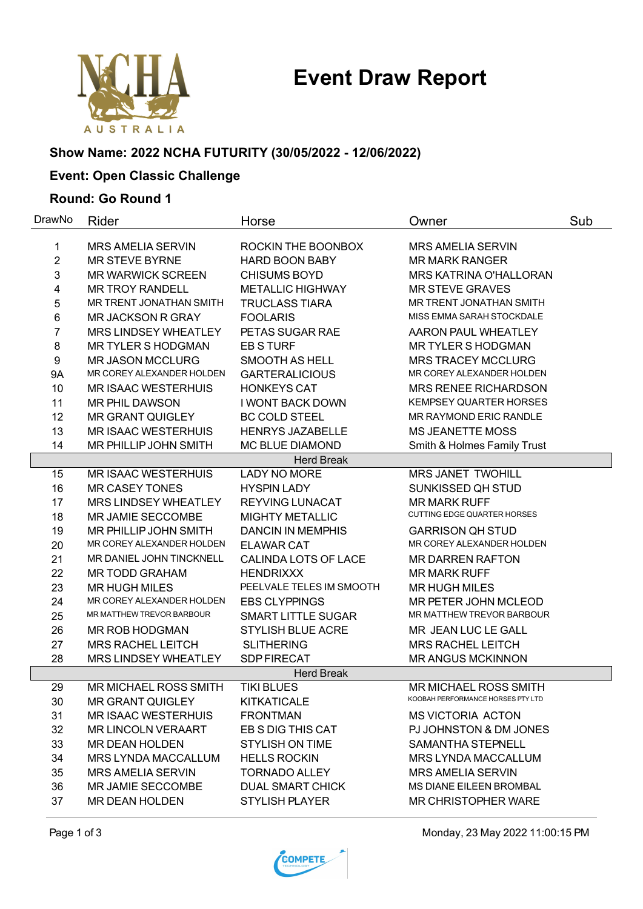# Event Draw Report

**Show Name: 2022 NCHA FUTURITY (30/05/2022 - 12/06/2022)**

**Event: Open Classic Challenge**

**Round: Go Round 1**

| DrawNo | Rider | Horse | Owner | Sub |
|---|---|---|---|---|
| 1 | MRS AMELIA SERVIN | ROCKIN THE BOONBOX | MRS AMELIA SERVIN | |
| 2 | MR STEVE BYRNE | HARD BOON BABY | MR MARK RANGER | |
| 3 | MR WARWICK SCREEN | CHISUMS BOYD | MRS KATRINA O'HALLORAN | |
| 4 | MR TROY RANDELL | METALLIC HIGHWAY | MR STEVE GRAVES | |
| 5 | MR TRENT JONATHAN SMITH | TRUCLASS TIARA | MR TRENT JONATHAN SMITH | |
| 6 | MR JACKSON R GRAY | FOOLARIS | MISS EMMA SARAH STOCKDALE | |
| 7 | MRS LINDSEY WHEATLEY | PETAS SUGAR RAE | AARON PAUL WHEATLEY | |
| 8 | MR TYLER S HODGMAN | EB S TURF | MR TYLER S HODGMAN | |
| 9 | MR JASON MCCLURG | SMOOTH AS HELL | MRS TRACEY MCCLURG | |
| 9A | MR COREY ALEXANDER HOLDEN | GARTERALICIOUS | MR COREY ALEXANDER HOLDEN | |
| 10 | MR ISAAC WESTERHUIS | HONKEYS CAT | MRS RENEE RICHARDSON | |
| 11 | MR PHIL DAWSON | I WONT BACK DOWN | KEMPSEY QUARTER HORSES | |
| 12 | MR GRANT QUIGLEY | BC COLD STEEL | MR RAYMOND ERIC RANDLE | |
| 13 | MR ISAAC WESTERHUIS | HENRYS JAZABELLE | MS JEANETTE MOSS | |
| 14 | MR PHILLIP JOHN SMITH | MC BLUE DIAMOND | Smith & Holmes Family Trust | |
| | | Herd Break | | |
| 15 | MR ISAAC WESTERHUIS | LADY NO MORE | MRS JANET TWOHILL | |
| 16 | MR CASEY TONES | HYSPIN LADY | SUNKISSED QH STUD | |
| 17 | MRS LINDSEY WHEATLEY | REYVING LUNACAT | MR MARK RUFF | |
| 18 | MR JAMIE SECCOMBE | MIGHTY METALLIC | CUTTING EDGE QUARTER HORSES | |
| 19 | MR PHILLIP JOHN SMITH | DANCIN IN MEMPHIS | GARRISON QH STUD | |
| 20 | MR COREY ALEXANDER HOLDEN | ELAWAR CAT | MR COREY ALEXANDER HOLDEN | |
| 21 | MR DANIEL JOHN TINCKNELL | CALINDA LOTS OF LACE | MR DARREN RAFTON | |
| 22 | MR TODD GRAHAM | HENDRIXXX | MR MARK RUFF | |
| 23 | MR HUGH MILES | PEELVALE TELES IM SMOOTH | MR HUGH MILES | |
| 24 | MR COREY ALEXANDER HOLDEN | EBS CLYPPINGS | MR PETER JOHN MCLEOD | |
| 25 | MR MATTHEW TREVOR BARBOUR | SMART LITTLE SUGAR | MR MATTHEW TREVOR BARBOUR | |
| 26 | MR ROB HODGMAN | STYLISH BLUE ACRE | MR JEAN LUC LE GALL | |
| 27 | MRS RACHEL LEITCH | SLITHERING | MRS RACHEL LEITCH | |
| 28 | MRS LINDSEY WHEATLEY | SDP FIRECAT | MR ANGUS MCKINNON | |
| | | Herd Break | | |
| 29 | MR MICHAEL ROSS SMITH | TIKI BLUES | MR MICHAEL ROSS SMITH | |
| 30 | MR GRANT QUIGLEY | KITKATICALE | KOOBAH PERFORMANCE HORSES PTY LTD | |
| 31 | MR ISAAC WESTERHUIS | FRONTMAN | MS VICTORIA ACTON | |
| 32 | MR LINCOLN VERAART | EB S DIG THIS CAT | PJ JOHNSTON & DM JONES | |
| 33 | MR DEAN HOLDEN | STYLISH ON TIME | SAMANTHA STEPNELL | |
| 34 | MRS LYNDA MACCALLUM | HELLS ROCKIN | MRS LYNDA MACCALLUM | |
| 35 | MRS AMELIA SERVIN | TORNADO ALLEY | MRS AMELIA SERVIN | |
| 36 | MR JAMIE SECCOMBE | DUAL SMART CHICK | MS DIANE EILEEN BROMBAL | |
| 37 | MR DEAN HOLDEN | STYLISH PLAYER | MR CHRISTOPHER WARE | |

Monday, 23 May 2022 11:00:15 PM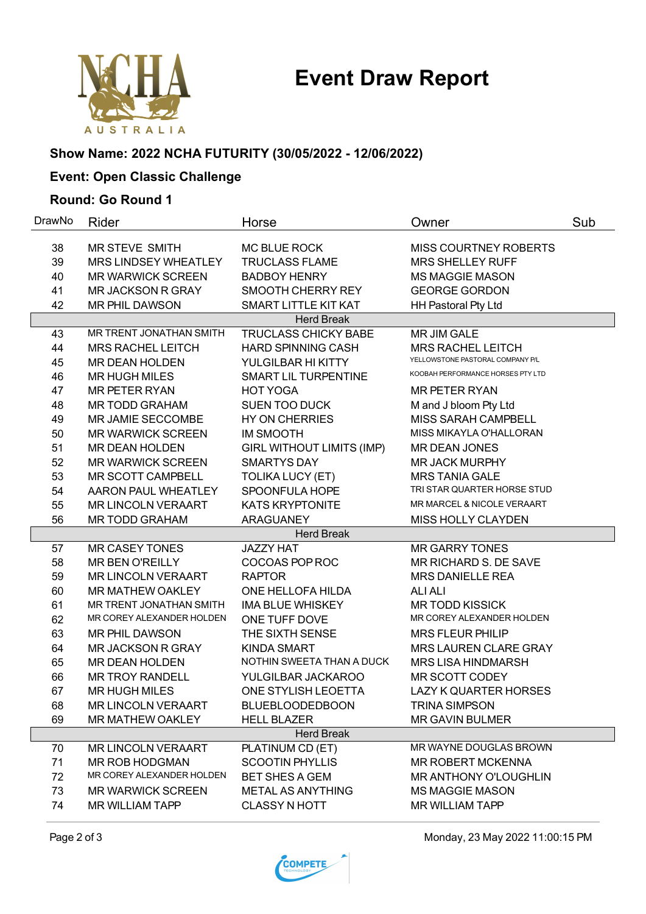# Event Draw Report

### Show Name: 2022 NCHA FUTURITY (30/05/2022 - 12/06/2022)

### Event: Open Classic Challenge

### Round: Go Round 1

| DrawNo | Rider | Horse | Owner | Sub |
|---|---|---|---|---|
| 38 | MR STEVE SMITH | MC BLUE ROCK | MISS COURTNEY ROBERTS | |
| 39 | MRS LINDSEY WHEATLEY | TRUCLASS FLAME | MRS SHELLEY RUFF | |
| 40 | MR WARWICK SCREEN | BADBOY HENRY | MS MAGGIE MASON | |
| 41 | MR JACKSON R GRAY | SMOOTH CHERRY REY | GEORGE GORDON | |
| 42 | MR PHIL DAWSON | SMART LITTLE KIT KAT | HH Pastoral Pty Ltd | |
| | | Herd Break | | |
| 43 | MR TRENT JONATHAN SMITH | TRUCLASS CHICKY BABE | MR JIM GALE | |
| 44 | MRS RACHEL LEITCH | HARD SPINNING CASH | MRS RACHEL LEITCH | |
| 45 | MR DEAN HOLDEN | YULGILBAR HI KITTY | YELLOWSTONE PASTORAL COMPANY P/L | |
| 46 | MR HUGH MILES | SMART LIL TURPENTINE | KOOBAH PERFORMANCE HORSES PTY LTD | |
| 47 | MR PETER RYAN | HOT YOGA | MR PETER RYAN | |
| 48 | MR TODD GRAHAM | SUEN TOO DUCK | M and J bloom Pty Ltd | |
| 49 | MR JAMIE SECCOMBE | HY ON CHERRIES | MISS SARAH CAMPBELL | |
| 50 | MR WARWICK SCREEN | IM SMOOTH | MISS MIKAYLA O'HALLORAN | |
| 51 | MR DEAN HOLDEN | GIRL WITHOUT LIMITS (IMP) | MR DEAN JONES | |
| 52 | MR WARWICK SCREEN | SMARTYS DAY | MR JACK MURPHY | |
| 53 | MR SCOTT CAMPBELL | TOLIKA LUCY (ET) | MRS TANIA GALE | |
| 54 | AARON PAUL WHEATLEY | SPOONFULA HOPE | TRI STAR QUARTER HORSE STUD | |
| 55 | MR LINCOLN VERAART | KATS KRYPTONITE | MR MARCEL & NICOLE VERAART | |
| 56 | MR TODD GRAHAM | ARAGUANEY | MISS HOLLY CLAYDEN | |
| | | Herd Break | | |
| 57 | MR CASEY TONES | JAZZY HAT | MR GARRY TONES | |
| 58 | MR BEN O'REILLY | COCOAS POP ROC | MR RICHARD S. DE SAVE | |
| 59 | MR LINCOLN VERAART | RAPTOR | MRS DANIELLE REA | |
| 60 | MR MATHEW OAKLEY | ONE HELLOFA HILDA | ALI ALI | |
| 61 | MR TRENT JONATHAN SMITH | IMA BLUE WHISKEY | MR TODD KISSICK | |
| 62 | MR COREY ALEXANDER HOLDEN | ONE TUFF DOVE | MR COREY ALEXANDER HOLDEN | |
| 63 | MR PHIL DAWSON | THE SIXTH SENSE | MRS FLEUR PHILIP | |
| 64 | MR JACKSON R GRAY | KINDA SMART | MRS LAUREN CLARE GRAY | |
| 65 | MR DEAN HOLDEN | NOTHIN SWEETA THAN A DUCK | MRS LISA HINDMARSH | |
| 66 | MR TROY RANDELL | YULGILBAR JACKAROO | MR SCOTT CODEY | |
| 67 | MR HUGH MILES | ONE STYLISH LEOETTA | LAZY K QUARTER HORSES | |
| 68 | MR LINCOLN VERAART | BLUEBLOODEDBOON | TRINA SIMPSON | |
| 69 | MR MATHEW OAKLEY | HELL BLAZER | MR GAVIN BULMER | |
| | | Herd Break | | |
| 70 | MR LINCOLN VERAART | PLATINUM CD (ET) | MR WAYNE DOUGLAS BROWN | |
| 71 | MR ROB HODGMAN | SCOOTIN PHYLLIS | MR ROBERT MCKENNA | |
| 72 | MR COREY ALEXANDER HOLDEN | BET SHES A GEM | MR ANTHONY O'LOUGHLIN | |
| 73 | MR WARWICK SCREEN | METAL AS ANYTHING | MS MAGGIE MASON | |
| 74 | MR WILLIAM TAPP | CLASSY N HOTT | MR WILLIAM TAPP | |

Monday, 23 May 2022 11:00:15 PM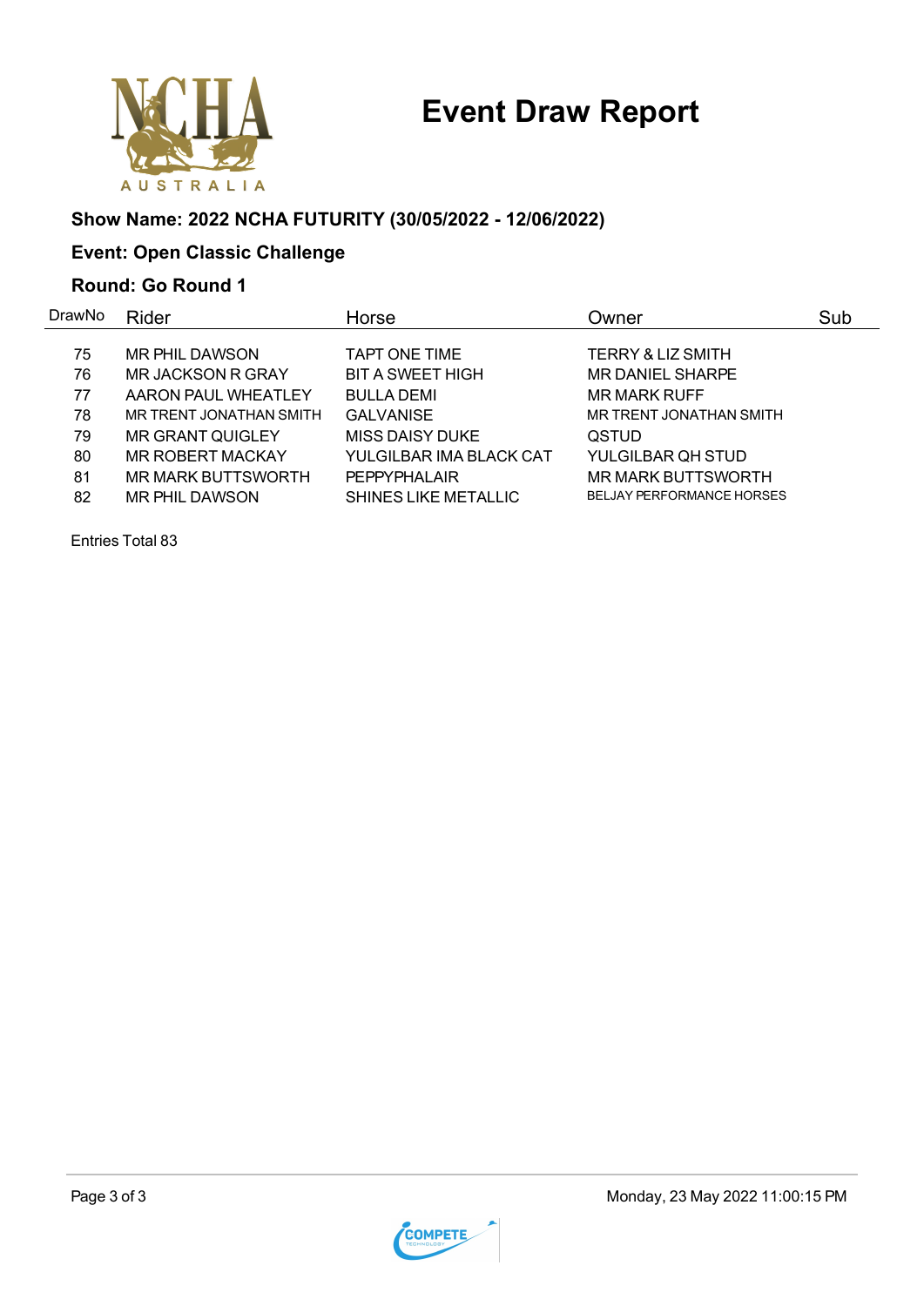# Event Draw Report

**Show Name: 2022 NCHA FUTURITY (30/05/2022 - 12/06/2022)**

**Event: Open Classic Challenge**

**Round: Go Round 1**

| DrawNo | Rider | Horse | Owner | Sub |
|---|---|---|---|---|
| 75 | MR PHIL DAWSON | TAPT ONE TIME | TERRY & LIZ SMITH | |
| 76 | MR JACKSON R GRAY | BIT A SWEET HIGH | MR DANIEL SHARPE | |
| 77 | AARON PAUL WHEATLEY | BULLA DEMI | MR MARK RUFF | |
| 78 | MR TRENT JONATHAN SMITH | GALVANISE | MR TRENT JONATHAN SMITH | |
| 79 | MR GRANT QUIGLEY | MISS DAISY DUKE | QSTUD | |
| 80 | MR ROBERT MACKAY | YULGILBAR IMA BLACK CAT | YULGILBAR QH STUD | |
| 81 | MR MARK BUTTSWORTH | PEPPYPHALAIR | MR MARK BUTTSWORTH | |
| 82 | MR PHIL DAWSON | SHINES LIKE METALLIC | BELJAY PERFORMANCE HORSES | |

Entries Total 83

Monday, 23 May 2022 11:00:15 PM